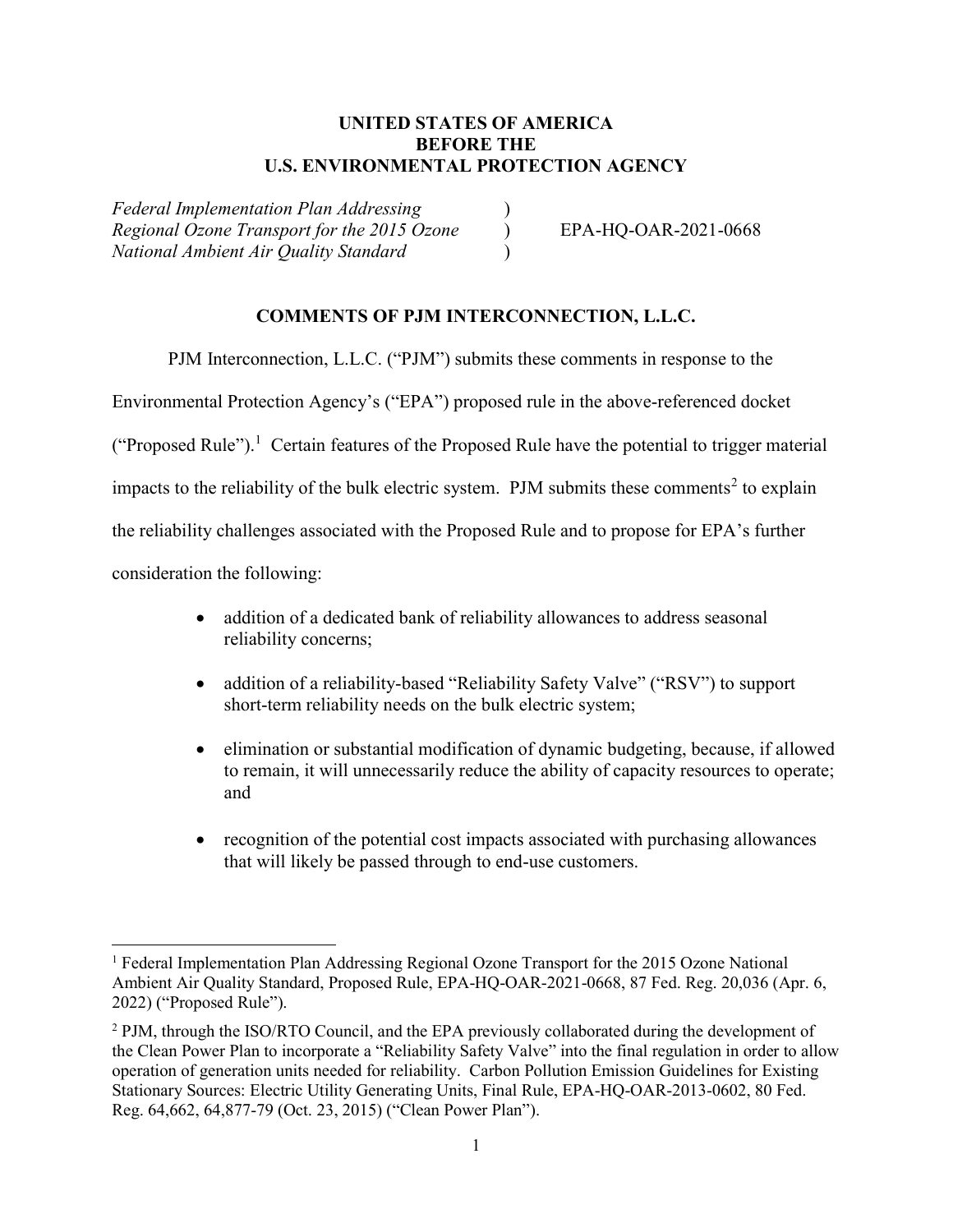**UNITED STATES OF AMERICA**
**BEFORE THE**
**U.S. ENVIRONMENTAL PROTECTION AGENCY**

| | | |
|---|---|---|
| *Federal Implementation Plan Addressing* | ) | |
| *Regional Ozone Transport for the 2015 Ozone* | ) | EPA-HQ-OAR-2021-0668 |
| *National Ambient Air Quality Standard* | ) | |

**COMMENTS OF PJM INTERCONNECTION, L.L.C.**

PJM Interconnection, L.L.C. ("PJM") submits these comments in response to the Environmental Protection Agency's ("EPA") proposed rule in the above-referenced docket ("Proposed Rule").[1] Certain features of the Proposed Rule have the potential to trigger material impacts to the reliability of the bulk electric system. PJM submits these comments[2] to explain the reliability challenges associated with the Proposed Rule and to propose for EPA's further consideration the following:

- addition of a dedicated bank of reliability allowances to address seasonal reliability concerns;
- addition of a reliability-based "Reliability Safety Valve" ("RSV") to support short-term reliability needs on the bulk electric system;
- elimination or substantial modification of dynamic budgeting, because, if allowed to remain, it will unnecessarily reduce the ability of capacity resources to operate; and
- recognition of the potential cost impacts associated with purchasing allowances that will likely be passed through to end-use customers.

---

[1] Federal Implementation Plan Addressing Regional Ozone Transport for the 2015 Ozone National Ambient Air Quality Standard, Proposed Rule, EPA-HQ-OAR-2021-0668, 87 Fed. Reg. 20,036 (Apr. 6, 2022) ("Proposed Rule").

[2] PJM, through the ISO/RTO Council, and the EPA previously collaborated during the development of the Clean Power Plan to incorporate a "Reliability Safety Valve" into the final regulation in order to allow operation of generation units needed for reliability. Carbon Pollution Emission Guidelines for Existing Stationary Sources: Electric Utility Generating Units, Final Rule, EPA-HQ-OAR-2013-0602, 80 Fed. Reg. 64,662, 64,877-79 (Oct. 23, 2015) ("Clean Power Plan").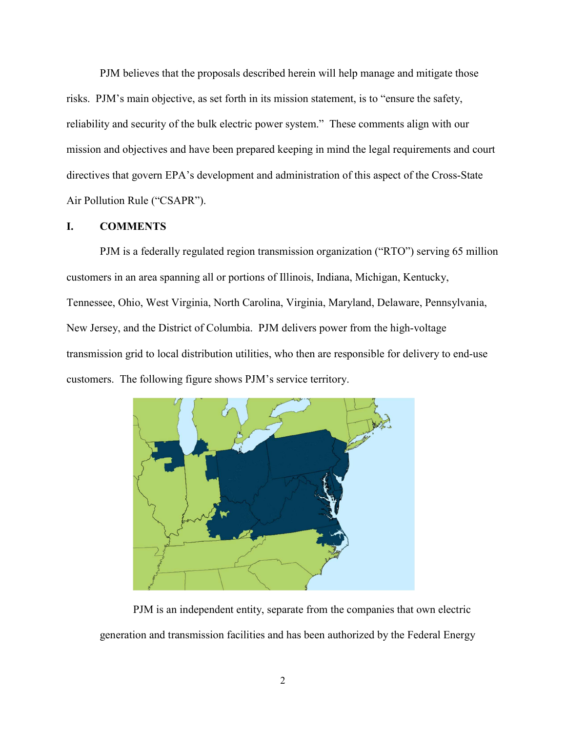PJM believes that the proposals described herein will help manage and mitigate those risks. PJM's main objective, as set forth in its mission statement, is to "ensure the safety, reliability and security of the bulk electric power system." These comments align with our mission and objectives and have been prepared keeping in mind the legal requirements and court directives that govern EPA's development and administration of this aspect of the Cross-State Air Pollution Rule ("CSAPR").

## I. COMMENTS

PJM is a federally regulated region transmission organization ("RTO") serving 65 million customers in an area spanning all or portions of Illinois, Indiana, Michigan, Kentucky, Tennessee, Ohio, West Virginia, North Carolina, Virginia, Maryland, Delaware, Pennsylvania, New Jersey, and the District of Columbia. PJM delivers power from the high-voltage transmission grid to local distribution utilities, who then are responsible for delivery to end-use customers. The following figure shows PJM's service territory.

PJM is an independent entity, separate from the companies that own electric generation and transmission facilities and has been authorized by the Federal Energy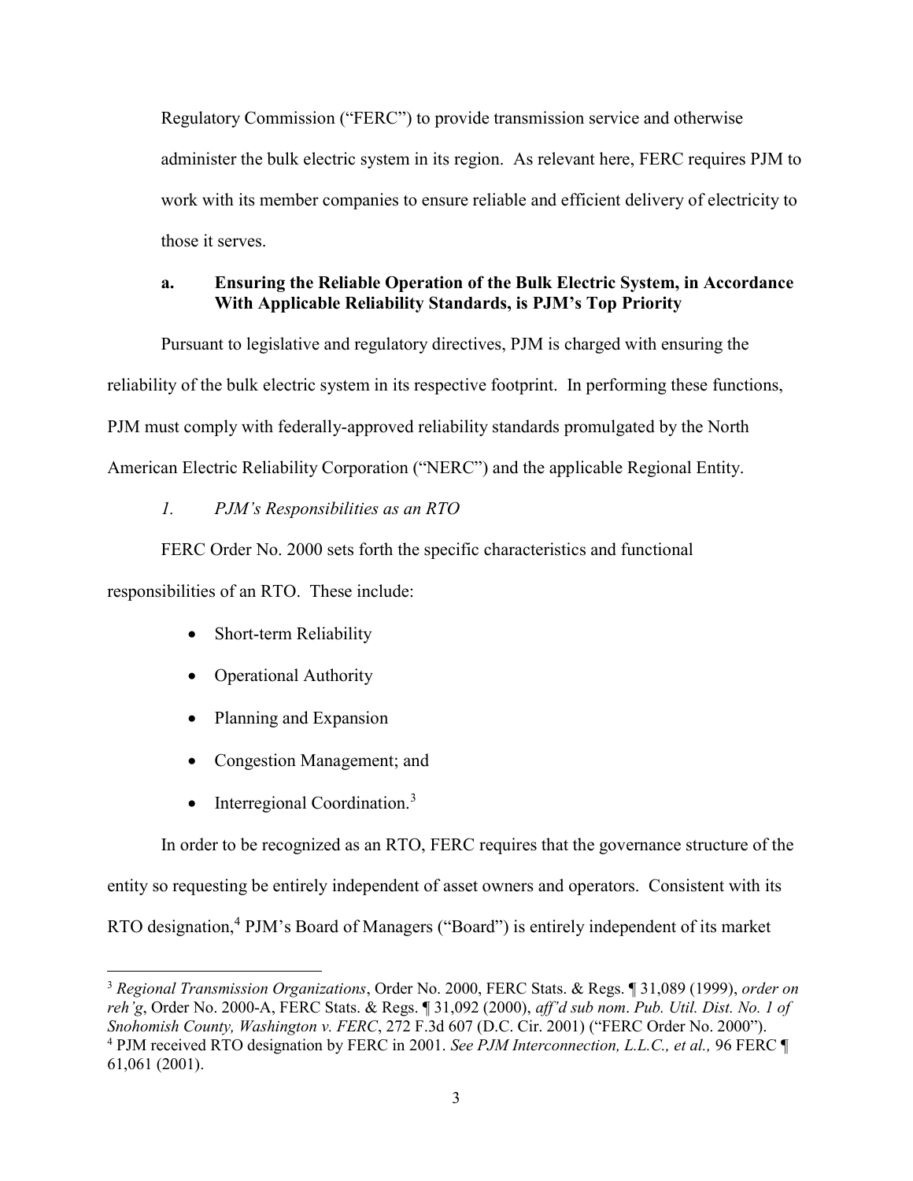Regulatory Commission ("FERC") to provide transmission service and otherwise administer the bulk electric system in its region. As relevant here, FERC requires PJM to work with its member companies to ensure reliable and efficient delivery of electricity to those it serves.

**a. Ensuring the Reliable Operation of the Bulk Electric System, in Accordance With Applicable Reliability Standards, is PJM's Top Priority**

Pursuant to legislative and regulatory directives, PJM is charged with ensuring the reliability of the bulk electric system in its respective footprint. In performing these functions, PJM must comply with federally-approved reliability standards promulgated by the North American Electric Reliability Corporation ("NERC") and the applicable Regional Entity.

*1. PJM's Responsibilities as an RTO*

FERC Order No. 2000 sets forth the specific characteristics and functional responsibilities of an RTO. These include:

- Short-term Reliability
- Operational Authority
- Planning and Expansion
- Congestion Management; and
- Interregional Coordination.[3]

In order to be recognized as an RTO, FERC requires that the governance structure of the entity so requesting be entirely independent of asset owners and operators. Consistent with its RTO designation,[4] PJM's Board of Managers ("Board") is entirely independent of its market

---

[3] *Regional Transmission Organizations*, Order No. 2000, FERC Stats. & Regs. ¶ 31,089 (1999), *order on reh'g*, Order No. 2000-A, FERC Stats. & Regs. ¶ 31,092 (2000), *aff'd sub nom*. *Pub. Util. Dist. No. 1 of Snohomish County, Washington v. FERC*, 272 F.3d 607 (D.C. Cir. 2001) ("FERC Order No. 2000").

[4] PJM received RTO designation by FERC in 2001. *See PJM Interconnection, L.L.C., et al.,* 96 FERC ¶ 61,061 (2001).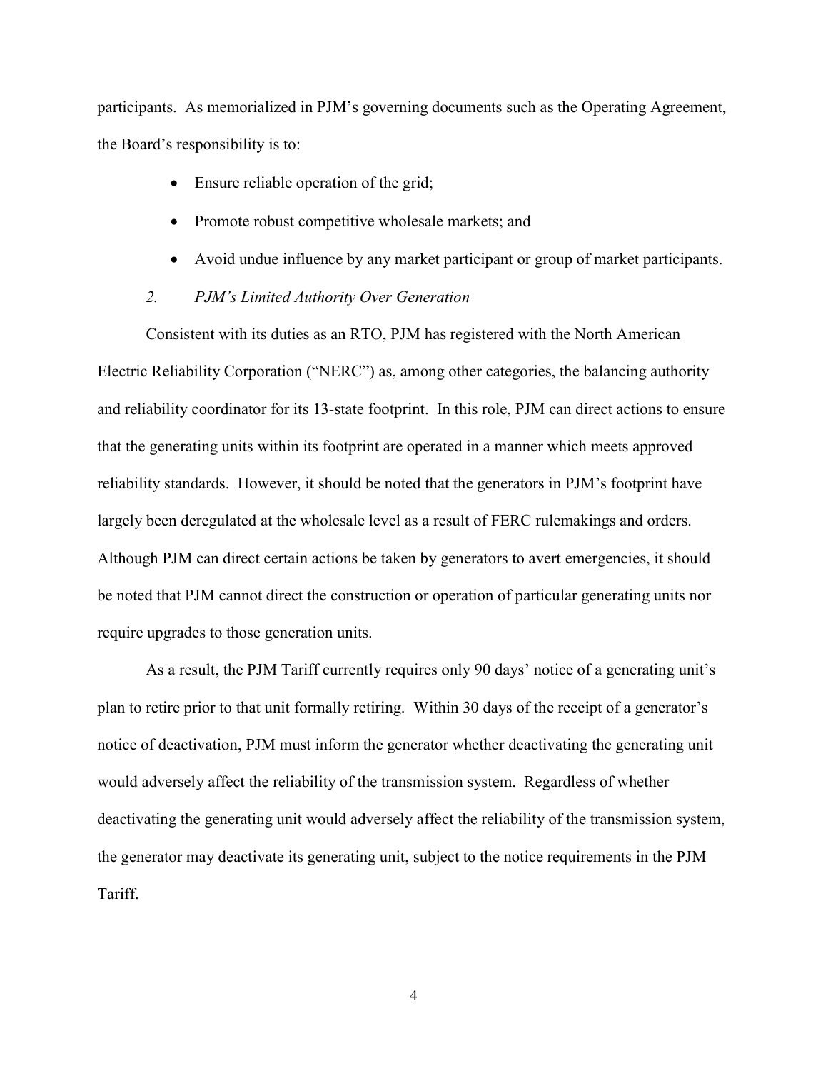participants. As memorialized in PJM's governing documents such as the Operating Agreement, the Board's responsibility is to:

- Ensure reliable operation of the grid;
- Promote robust competitive wholesale markets; and
- Avoid undue influence by any market participant or group of market participants.

### *2. PJM's Limited Authority Over Generation*

Consistent with its duties as an RTO, PJM has registered with the North American Electric Reliability Corporation ("NERC") as, among other categories, the balancing authority and reliability coordinator for its 13-state footprint. In this role, PJM can direct actions to ensure that the generating units within its footprint are operated in a manner which meets approved reliability standards. However, it should be noted that the generators in PJM's footprint have largely been deregulated at the wholesale level as a result of FERC rulemakings and orders. Although PJM can direct certain actions be taken by generators to avert emergencies, it should be noted that PJM cannot direct the construction or operation of particular generating units nor require upgrades to those generation units.

As a result, the PJM Tariff currently requires only 90 days' notice of a generating unit's plan to retire prior to that unit formally retiring. Within 30 days of the receipt of a generator's notice of deactivation, PJM must inform the generator whether deactivating the generating unit would adversely affect the reliability of the transmission system. Regardless of whether deactivating the generating unit would adversely affect the reliability of the transmission system, the generator may deactivate its generating unit, subject to the notice requirements in the PJM Tariff.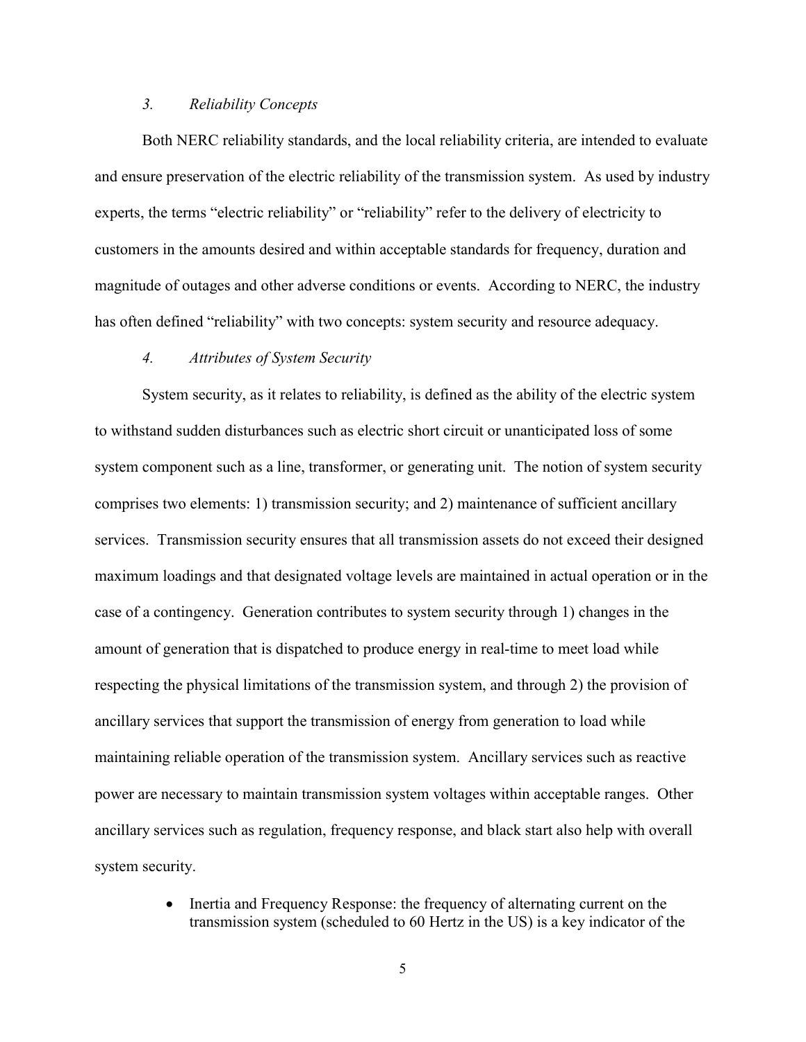### *3. Reliability Concepts*

Both NERC reliability standards, and the local reliability criteria, are intended to evaluate and ensure preservation of the electric reliability of the transmission system. As used by industry experts, the terms "electric reliability" or "reliability" refer to the delivery of electricity to customers in the amounts desired and within acceptable standards for frequency, duration and magnitude of outages and other adverse conditions or events. According to NERC, the industry has often defined "reliability" with two concepts: system security and resource adequacy.

### *4. Attributes of System Security*

System security, as it relates to reliability, is defined as the ability of the electric system to withstand sudden disturbances such as electric short circuit or unanticipated loss of some system component such as a line, transformer, or generating unit. The notion of system security comprises two elements: 1) transmission security; and 2) maintenance of sufficient ancillary services. Transmission security ensures that all transmission assets do not exceed their designed maximum loadings and that designated voltage levels are maintained in actual operation or in the case of a contingency. Generation contributes to system security through 1) changes in the amount of generation that is dispatched to produce energy in real-time to meet load while respecting the physical limitations of the transmission system, and through 2) the provision of ancillary services that support the transmission of energy from generation to load while maintaining reliable operation of the transmission system. Ancillary services such as reactive power are necessary to maintain transmission system voltages within acceptable ranges. Other ancillary services such as regulation, frequency response, and black start also help with overall system security.

- Inertia and Frequency Response: the frequency of alternating current on the transmission system (scheduled to 60 Hertz in the US) is a key indicator of the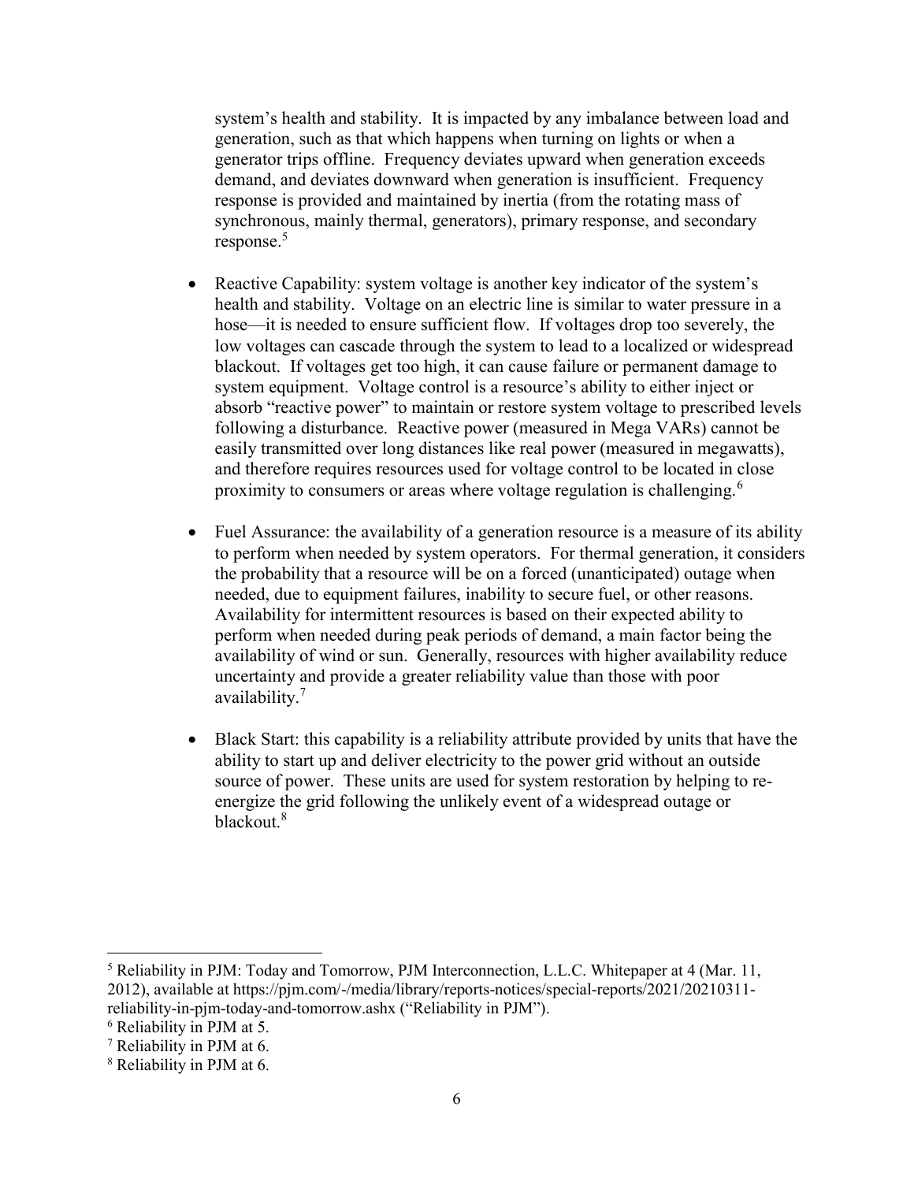system's health and stability. It is impacted by any imbalance between load and generation, such as that which happens when turning on lights or when a generator trips offline. Frequency deviates upward when generation exceeds demand, and deviates downward when generation is insufficient. Frequency response is provided and maintained by inertia (from the rotating mass of synchronous, mainly thermal, generators), primary response, and secondary response.[5]

- Reactive Capability: system voltage is another key indicator of the system's health and stability. Voltage on an electric line is similar to water pressure in a hose—it is needed to ensure sufficient flow. If voltages drop too severely, the low voltages can cascade through the system to lead to a localized or widespread blackout. If voltages get too high, it can cause failure or permanent damage to system equipment. Voltage control is a resource's ability to either inject or absorb "reactive power" to maintain or restore system voltage to prescribed levels following a disturbance. Reactive power (measured in Mega VARs) cannot be easily transmitted over long distances like real power (measured in megawatts), and therefore requires resources used for voltage control to be located in close proximity to consumers or areas where voltage regulation is challenging.[6]

- Fuel Assurance: the availability of a generation resource is a measure of its ability to perform when needed by system operators. For thermal generation, it considers the probability that a resource will be on a forced (unanticipated) outage when needed, due to equipment failures, inability to secure fuel, or other reasons. Availability for intermittent resources is based on their expected ability to perform when needed during peak periods of demand, a main factor being the availability of wind or sun. Generally, resources with higher availability reduce uncertainty and provide a greater reliability value than those with poor availability.[7]

- Black Start: this capability is a reliability attribute provided by units that have the ability to start up and deliver electricity to the power grid without an outside source of power. These units are used for system restoration by helping to re-energize the grid following the unlikely event of a widespread outage or blackout.[8]

---

[5] Reliability in PJM: Today and Tomorrow, PJM Interconnection, L.L.C. Whitepaper at 4 (Mar. 11, 2012), available at https://pjm.com/-/media/library/reports-notices/special-reports/2021/20210311-reliability-in-pjm-today-and-tomorrow.ashx ("Reliability in PJM").

[6] Reliability in PJM at 5.

[7] Reliability in PJM at 6.

[8] Reliability in PJM at 6.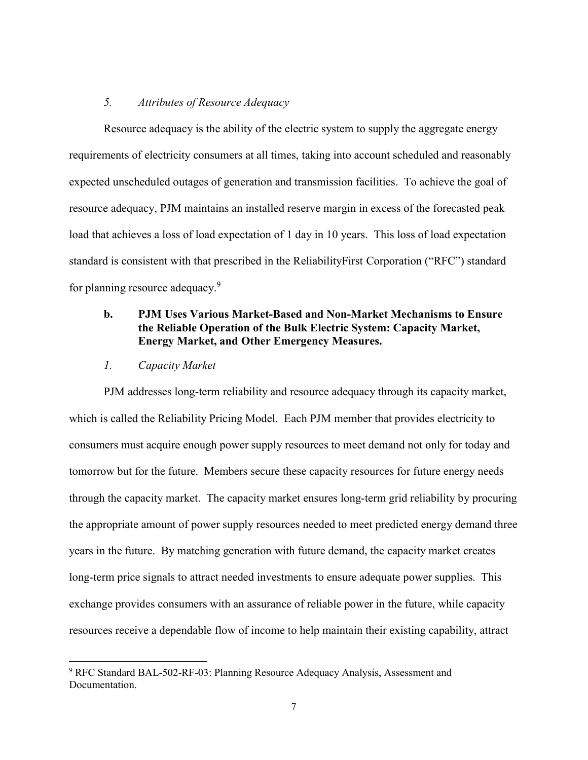*5. Attributes of Resource Adequacy*

Resource adequacy is the ability of the electric system to supply the aggregate energy requirements of electricity consumers at all times, taking into account scheduled and reasonably expected unscheduled outages of generation and transmission facilities. To achieve the goal of resource adequacy, PJM maintains an installed reserve margin in excess of the forecasted peak load that achieves a loss of load expectation of 1 day in 10 years. This loss of load expectation standard is consistent with that prescribed in the ReliabilityFirst Corporation ("RFC") standard for planning resource adequacy.[9]

**b. PJM Uses Various Market-Based and Non-Market Mechanisms to Ensure the Reliable Operation of the Bulk Electric System: Capacity Market, Energy Market, and Other Emergency Measures.**

*1. Capacity Market*

PJM addresses long-term reliability and resource adequacy through its capacity market, which is called the Reliability Pricing Model. Each PJM member that provides electricity to consumers must acquire enough power supply resources to meet demand not only for today and tomorrow but for the future. Members secure these capacity resources for future energy needs through the capacity market. The capacity market ensures long-term grid reliability by procuring the appropriate amount of power supply resources needed to meet predicted energy demand three years in the future. By matching generation with future demand, the capacity market creates long-term price signals to attract needed investments to ensure adequate power supplies. This exchange provides consumers with an assurance of reliable power in the future, while capacity resources receive a dependable flow of income to help maintain their existing capability, attract

[9] RFC Standard BAL-502-RF-03: Planning Resource Adequacy Analysis, Assessment and Documentation.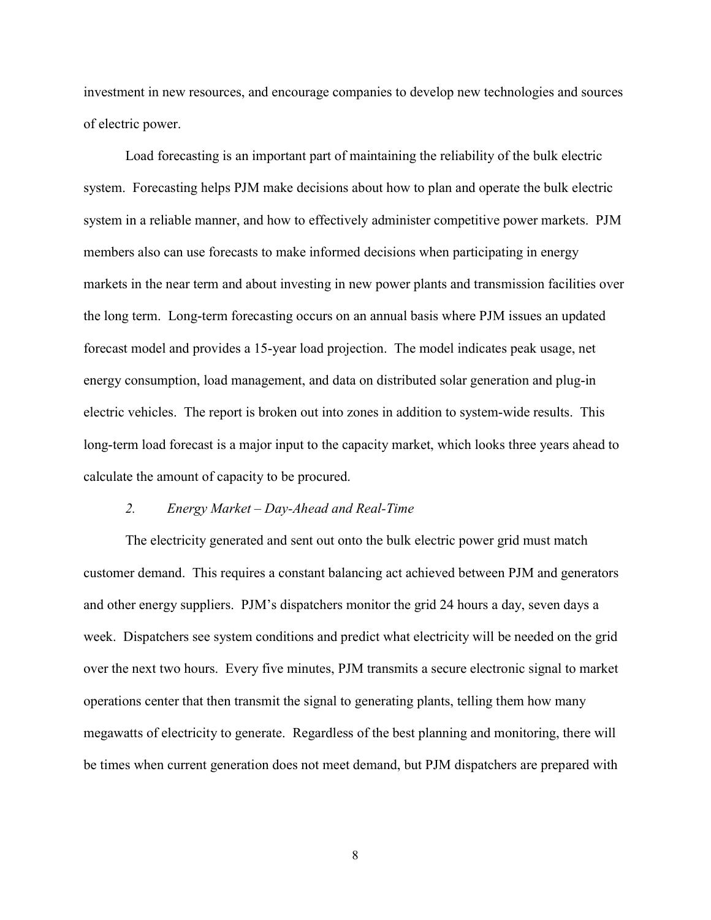investment in new resources, and encourage companies to develop new technologies and sources of electric power.

Load forecasting is an important part of maintaining the reliability of the bulk electric system. Forecasting helps PJM make decisions about how to plan and operate the bulk electric system in a reliable manner, and how to effectively administer competitive power markets. PJM members also can use forecasts to make informed decisions when participating in energy markets in the near term and about investing in new power plants and transmission facilities over the long term. Long-term forecasting occurs on an annual basis where PJM issues an updated forecast model and provides a 15-year load projection. The model indicates peak usage, net energy consumption, load management, and data on distributed solar generation and plug-in electric vehicles. The report is broken out into zones in addition to system-wide results. This long-term load forecast is a major input to the capacity market, which looks three years ahead to calculate the amount of capacity to be procured.

*2. Energy Market – Day-Ahead and Real-Time*

The electricity generated and sent out onto the bulk electric power grid must match customer demand. This requires a constant balancing act achieved between PJM and generators and other energy suppliers. PJM's dispatchers monitor the grid 24 hours a day, seven days a week. Dispatchers see system conditions and predict what electricity will be needed on the grid over the next two hours. Every five minutes, PJM transmits a secure electronic signal to market operations center that then transmit the signal to generating plants, telling them how many megawatts of electricity to generate. Regardless of the best planning and monitoring, there will be times when current generation does not meet demand, but PJM dispatchers are prepared with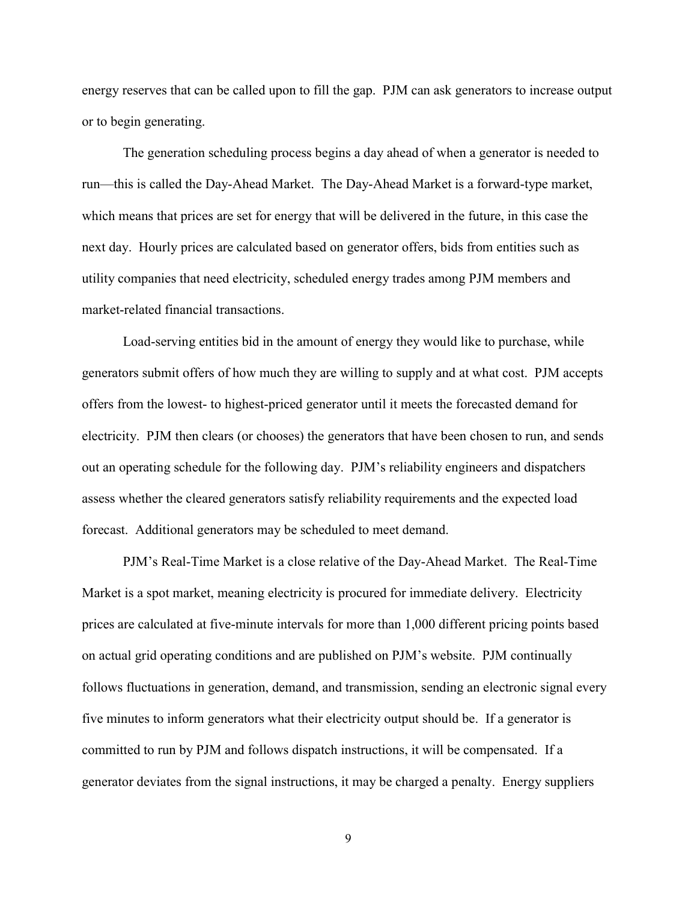energy reserves that can be called upon to fill the gap. PJM can ask generators to increase output or to begin generating.

The generation scheduling process begins a day ahead of when a generator is needed to run—this is called the Day-Ahead Market. The Day-Ahead Market is a forward-type market, which means that prices are set for energy that will be delivered in the future, in this case the next day. Hourly prices are calculated based on generator offers, bids from entities such as utility companies that need electricity, scheduled energy trades among PJM members and market-related financial transactions.

Load-serving entities bid in the amount of energy they would like to purchase, while generators submit offers of how much they are willing to supply and at what cost. PJM accepts offers from the lowest- to highest-priced generator until it meets the forecasted demand for electricity. PJM then clears (or chooses) the generators that have been chosen to run, and sends out an operating schedule for the following day. PJM's reliability engineers and dispatchers assess whether the cleared generators satisfy reliability requirements and the expected load forecast. Additional generators may be scheduled to meet demand.

PJM's Real-Time Market is a close relative of the Day-Ahead Market. The Real-Time Market is a spot market, meaning electricity is procured for immediate delivery. Electricity prices are calculated at five-minute intervals for more than 1,000 different pricing points based on actual grid operating conditions and are published on PJM's website. PJM continually follows fluctuations in generation, demand, and transmission, sending an electronic signal every five minutes to inform generators what their electricity output should be. If a generator is committed to run by PJM and follows dispatch instructions, it will be compensated. If a generator deviates from the signal instructions, it may be charged a penalty. Energy suppliers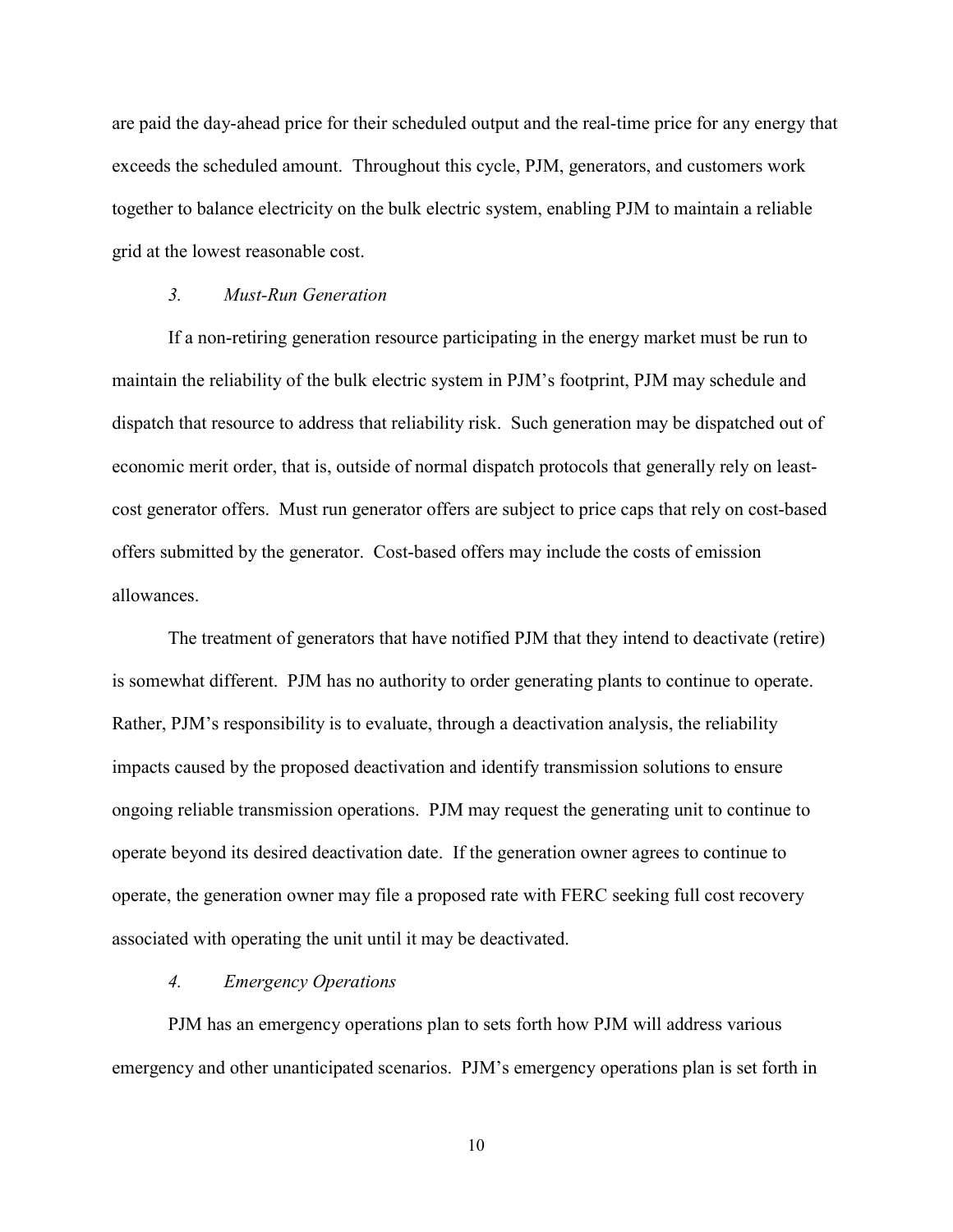are paid the day-ahead price for their scheduled output and the real-time price for any energy that exceeds the scheduled amount. Throughout this cycle, PJM, generators, and customers work together to balance electricity on the bulk electric system, enabling PJM to maintain a reliable grid at the lowest reasonable cost.

### *3. Must-Run Generation*

If a non-retiring generation resource participating in the energy market must be run to maintain the reliability of the bulk electric system in PJM's footprint, PJM may schedule and dispatch that resource to address that reliability risk. Such generation may be dispatched out of economic merit order, that is, outside of normal dispatch protocols that generally rely on least-cost generator offers. Must run generator offers are subject to price caps that rely on cost-based offers submitted by the generator. Cost-based offers may include the costs of emission allowances.

The treatment of generators that have notified PJM that they intend to deactivate (retire) is somewhat different. PJM has no authority to order generating plants to continue to operate. Rather, PJM's responsibility is to evaluate, through a deactivation analysis, the reliability impacts caused by the proposed deactivation and identify transmission solutions to ensure ongoing reliable transmission operations. PJM may request the generating unit to continue to operate beyond its desired deactivation date. If the generation owner agrees to continue to operate, the generation owner may file a proposed rate with FERC seeking full cost recovery associated with operating the unit until it may be deactivated.

### *4. Emergency Operations*

PJM has an emergency operations plan to sets forth how PJM will address various emergency and other unanticipated scenarios. PJM's emergency operations plan is set forth in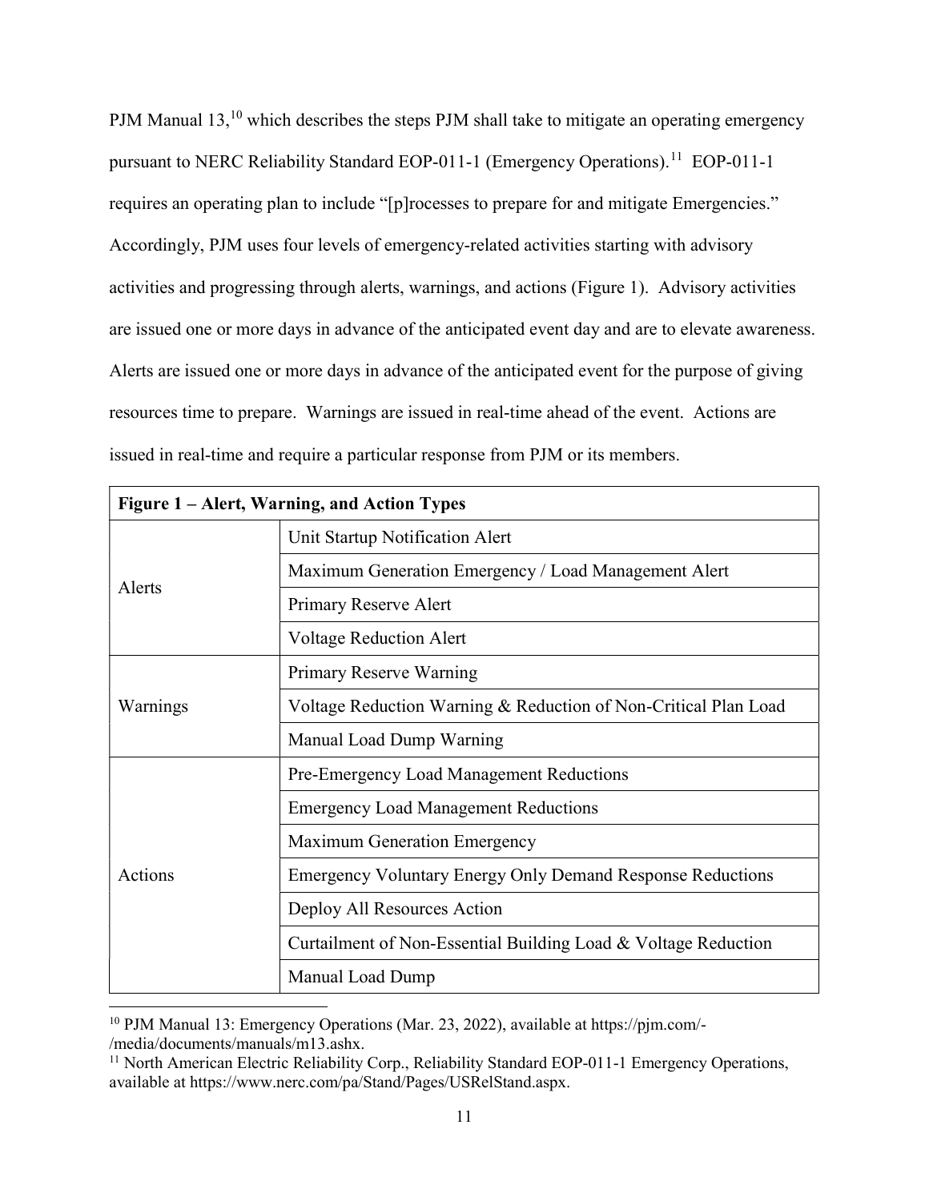PJM Manual 13,[10] which describes the steps PJM shall take to mitigate an operating emergency pursuant to NERC Reliability Standard EOP-011-1 (Emergency Operations).[11] EOP-011-1 requires an operating plan to include "[p]rocesses to prepare for and mitigate Emergencies." Accordingly, PJM uses four levels of emergency-related activities starting with advisory activities and progressing through alerts, warnings, and actions (Figure 1). Advisory activities are issued one or more days in advance of the anticipated event day and are to elevate awareness. Alerts are issued one or more days in advance of the anticipated event for the purpose of giving resources time to prepare. Warnings are issued in real-time ahead of the event. Actions are issued in real-time and require a particular response from PJM or its members.

| **Figure 1 – Alert, Warning, and Action Types** | |
|---|---|
| Alerts | Unit Startup Notification Alert |
| | Maximum Generation Emergency / Load Management Alert |
| | Primary Reserve Alert |
| | Voltage Reduction Alert |
| Warnings | Primary Reserve Warning |
| | Voltage Reduction Warning & Reduction of Non-Critical Plan Load |
| | Manual Load Dump Warning |
| Actions | Pre-Emergency Load Management Reductions |
| | Emergency Load Management Reductions |
| | Maximum Generation Emergency |
| | Emergency Voluntary Energy Only Demand Response Reductions |
| | Deploy All Resources Action |
| | Curtailment of Non-Essential Building Load & Voltage Reduction |
| | Manual Load Dump |

[10] PJM Manual 13: Emergency Operations (Mar. 23, 2022), available at https://pjm.com/-/media/documents/manuals/m13.ashx.

[11] North American Electric Reliability Corp., Reliability Standard EOP-011-1 Emergency Operations, available at https://www.nerc.com/pa/Stand/Pages/USRelStand.aspx.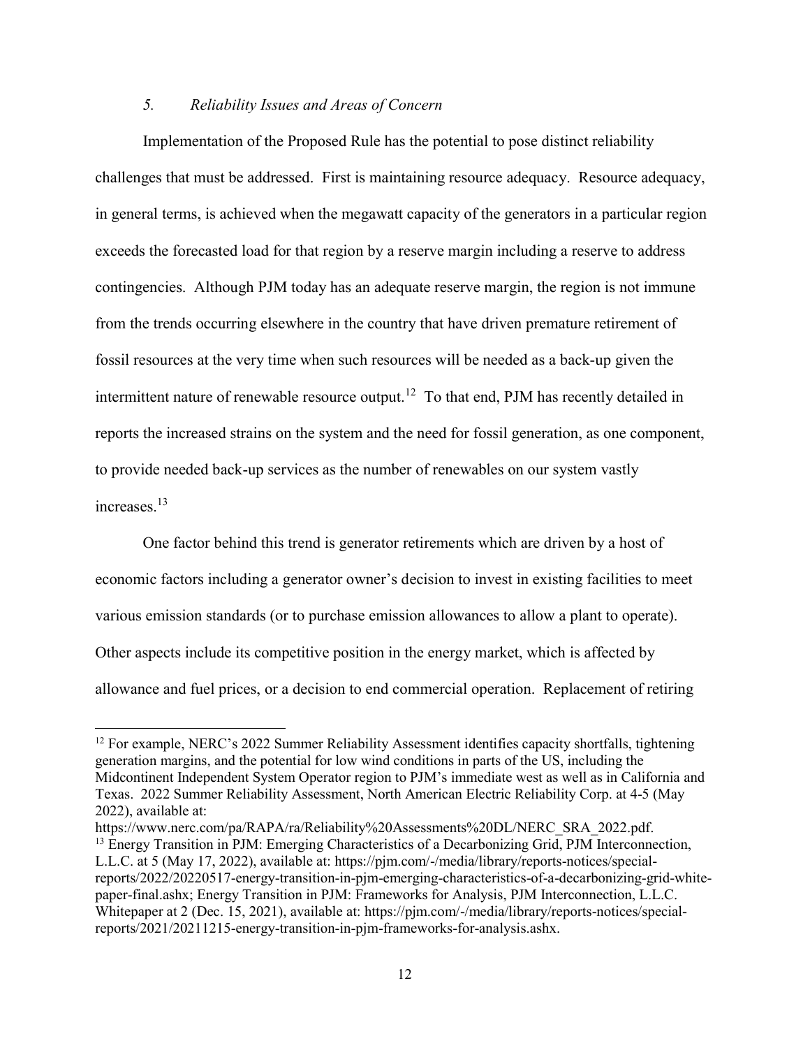### *5. Reliability Issues and Areas of Concern*

Implementation of the Proposed Rule has the potential to pose distinct reliability challenges that must be addressed. First is maintaining resource adequacy. Resource adequacy, in general terms, is achieved when the megawatt capacity of the generators in a particular region exceeds the forecasted load for that region by a reserve margin including a reserve to address contingencies. Although PJM today has an adequate reserve margin, the region is not immune from the trends occurring elsewhere in the country that have driven premature retirement of fossil resources at the very time when such resources will be needed as a back-up given the intermittent nature of renewable resource output.[12] To that end, PJM has recently detailed in reports the increased strains on the system and the need for fossil generation, as one component, to provide needed back-up services as the number of renewables on our system vastly increases.[13]

One factor behind this trend is generator retirements which are driven by a host of economic factors including a generator owner's decision to invest in existing facilities to meet various emission standards (or to purchase emission allowances to allow a plant to operate). Other aspects include its competitive position in the energy market, which is affected by allowance and fuel prices, or a decision to end commercial operation. Replacement of retiring

---

[12] For example, NERC's 2022 Summer Reliability Assessment identifies capacity shortfalls, tightening generation margins, and the potential for low wind conditions in parts of the US, including the Midcontinent Independent System Operator region to PJM's immediate west as well as in California and Texas. 2022 Summer Reliability Assessment, North American Electric Reliability Corp. at 4-5 (May 2022), available at: https://www.nerc.com/pa/RAPA/ra/Reliability%20Assessments%20DL/NERC_SRA_2022.pdf.

[13] Energy Transition in PJM: Emerging Characteristics of a Decarbonizing Grid, PJM Interconnection, L.L.C. at 5 (May 17, 2022), available at: https://pjm.com/-/media/library/reports-notices/special-reports/2022/20220517-energy-transition-in-pjm-emerging-characteristics-of-a-decarbonizing-grid-white-paper-final.ashx; Energy Transition in PJM: Frameworks for Analysis, PJM Interconnection, L.L.C. Whitepaper at 2 (Dec. 15, 2021), available at: https://pjm.com/-/media/library/reports-notices/special-reports/2021/20211215-energy-transition-in-pjm-frameworks-for-analysis.ashx.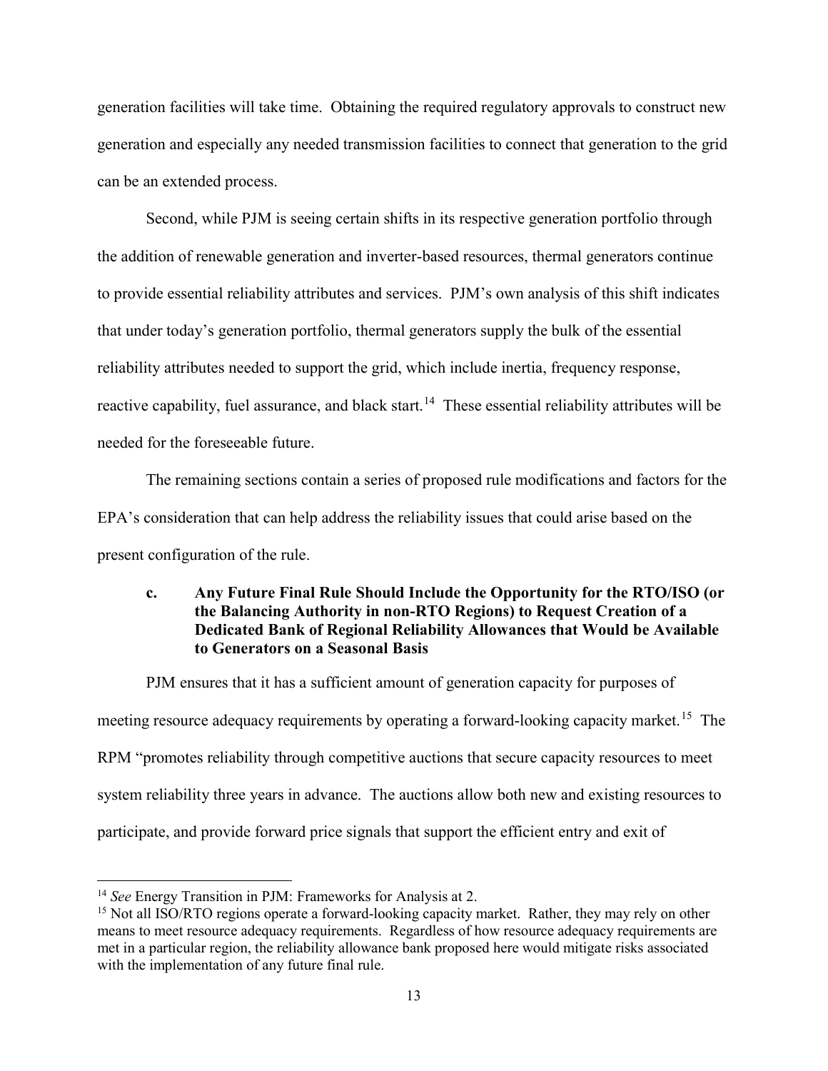generation facilities will take time. Obtaining the required regulatory approvals to construct new generation and especially any needed transmission facilities to connect that generation to the grid can be an extended process.

Second, while PJM is seeing certain shifts in its respective generation portfolio through the addition of renewable generation and inverter-based resources, thermal generators continue to provide essential reliability attributes and services. PJM's own analysis of this shift indicates that under today's generation portfolio, thermal generators supply the bulk of the essential reliability attributes needed to support the grid, which include inertia, frequency response, reactive capability, fuel assurance, and black start.[14] These essential reliability attributes will be needed for the foreseeable future.

The remaining sections contain a series of proposed rule modifications and factors for the EPA's consideration that can help address the reliability issues that could arise based on the present configuration of the rule.

### c. Any Future Final Rule Should Include the Opportunity for the RTO/ISO (or the Balancing Authority in non-RTO Regions) to Request Creation of a Dedicated Bank of Regional Reliability Allowances that Would be Available to Generators on a Seasonal Basis

PJM ensures that it has a sufficient amount of generation capacity for purposes of meeting resource adequacy requirements by operating a forward-looking capacity market.[15] The RPM "promotes reliability through competitive auctions that secure capacity resources to meet system reliability three years in advance. The auctions allow both new and existing resources to participate, and provide forward price signals that support the efficient entry and exit of

---

[14] *See* Energy Transition in PJM: Frameworks for Analysis at 2.

[15] Not all ISO/RTO regions operate a forward-looking capacity market. Rather, they may rely on other means to meet resource adequacy requirements. Regardless of how resource adequacy requirements are met in a particular region, the reliability allowance bank proposed here would mitigate risks associated with the implementation of any future final rule.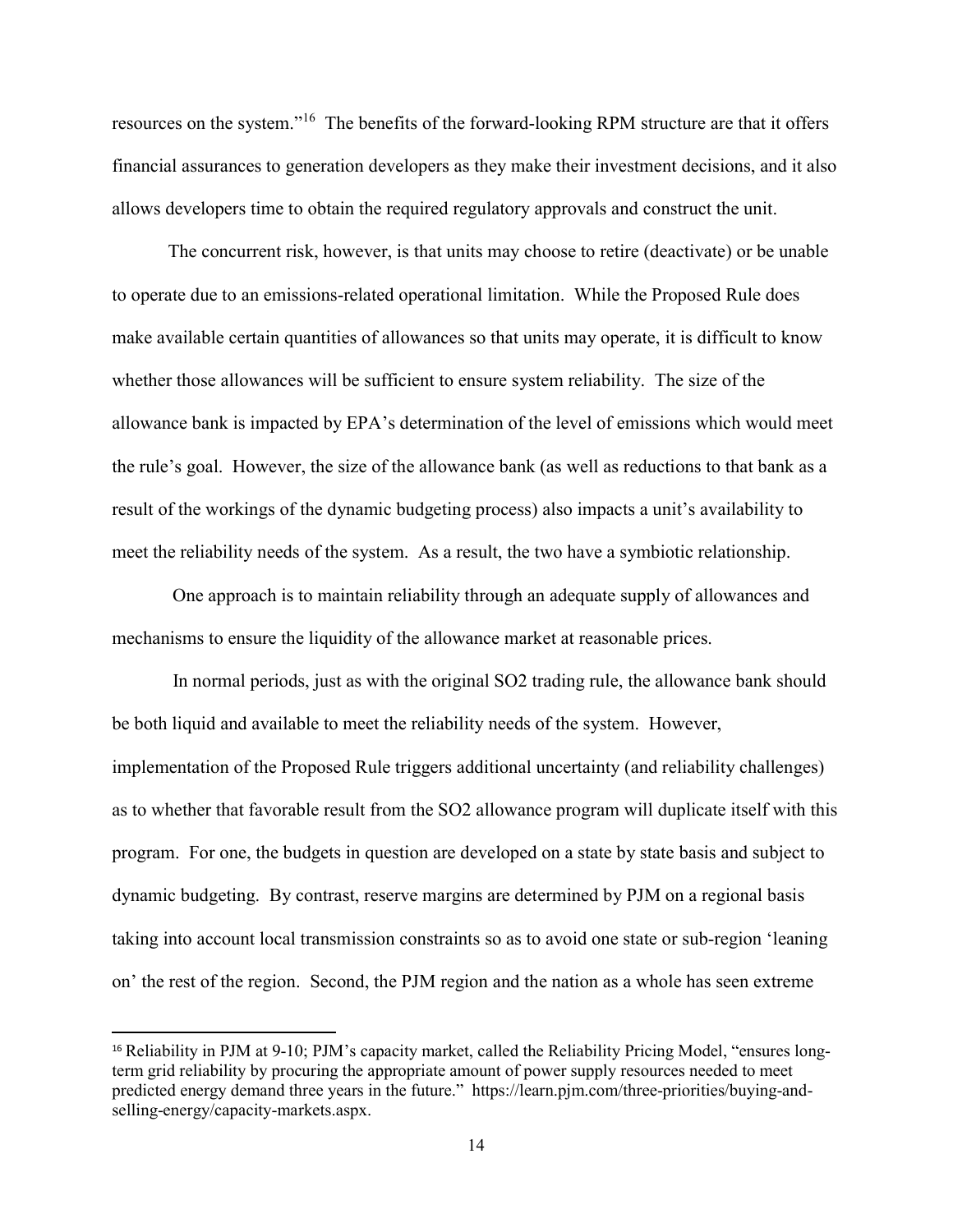resources on the system."[16] The benefits of the forward-looking RPM structure are that it offers financial assurances to generation developers as they make their investment decisions, and it also allows developers time to obtain the required regulatory approvals and construct the unit.

The concurrent risk, however, is that units may choose to retire (deactivate) or be unable to operate due to an emissions-related operational limitation. While the Proposed Rule does make available certain quantities of allowances so that units may operate, it is difficult to know whether those allowances will be sufficient to ensure system reliability. The size of the allowance bank is impacted by EPA's determination of the level of emissions which would meet the rule's goal. However, the size of the allowance bank (as well as reductions to that bank as a result of the workings of the dynamic budgeting process) also impacts a unit's availability to meet the reliability needs of the system. As a result, the two have a symbiotic relationship.

One approach is to maintain reliability through an adequate supply of allowances and mechanisms to ensure the liquidity of the allowance market at reasonable prices.

In normal periods, just as with the original SO2 trading rule, the allowance bank should be both liquid and available to meet the reliability needs of the system. However, implementation of the Proposed Rule triggers additional uncertainty (and reliability challenges) as to whether that favorable result from the SO2 allowance program will duplicate itself with this program. For one, the budgets in question are developed on a state by state basis and subject to dynamic budgeting. By contrast, reserve margins are determined by PJM on a regional basis taking into account local transmission constraints so as to avoid one state or sub-region 'leaning on' the rest of the region. Second, the PJM region and the nation as a whole has seen extreme

---

[16] Reliability in PJM at 9-10; PJM's capacity market, called the Reliability Pricing Model, "ensures long-term grid reliability by procuring the appropriate amount of power supply resources needed to meet predicted energy demand three years in the future." https://learn.pjm.com/three-priorities/buying-and-selling-energy/capacity-markets.aspx.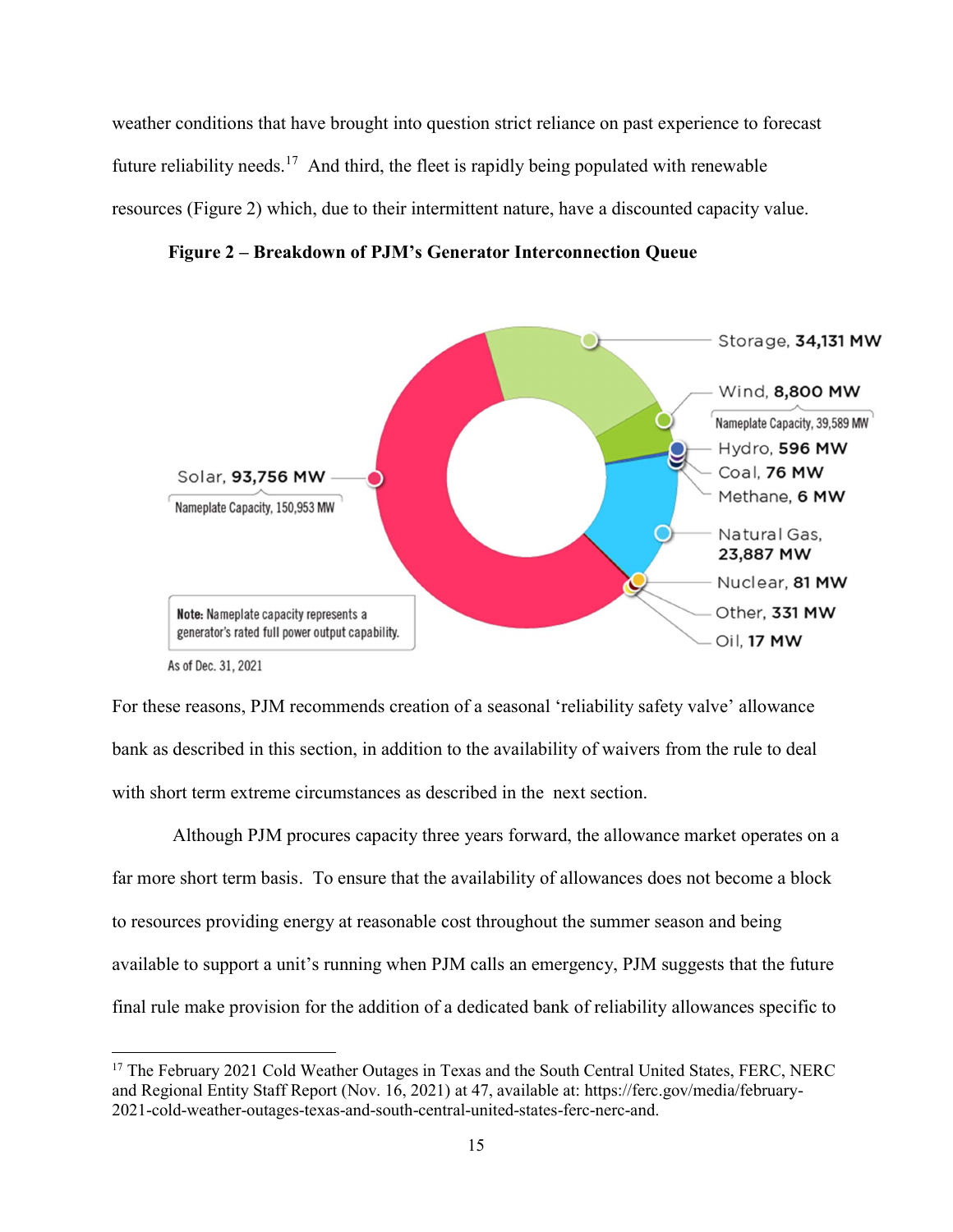weather conditions that have brought into question strict reliance on past experience to forecast future reliability needs.[17] And third, the fleet is rapidly being populated with renewable resources (Figure 2) which, due to their intermittent nature, have a discounted capacity value.

**Figure 2 – Breakdown of PJM's Generator Interconnection Queue**

Storage, **34,131 MW**

Wind, **8,800 MW**
Nameplate Capacity, 39,589 MW

Hydro, **596 MW**

Coal, **76 MW**

Methane, **6 MW**

Natural Gas, **23,887 MW**

Nuclear, **81 MW**

Other, **331 MW**

Oil, **17 MW**

Solar, **93,756 MW**
Nameplate Capacity, 150,953 MW

**Note:** Nameplate capacity represents a generator's rated full power output capability.

As of Dec. 31, 2021

For these reasons, PJM recommends creation of a seasonal 'reliability safety valve' allowance bank as described in this section, in addition to the availability of waivers from the rule to deal with short term extreme circumstances as described in the next section.

Although PJM procures capacity three years forward, the allowance market operates on a far more short term basis. To ensure that the availability of allowances does not become a block to resources providing energy at reasonable cost throughout the summer season and being available to support a unit's running when PJM calls an emergency, PJM suggests that the future final rule make provision for the addition of a dedicated bank of reliability allowances specific to

[17] The February 2021 Cold Weather Outages in Texas and the South Central United States, FERC, NERC and Regional Entity Staff Report (Nov. 16, 2021) at 47, available at: https://ferc.gov/media/february-2021-cold-weather-outages-texas-and-south-central-united-states-ferc-nerc-and.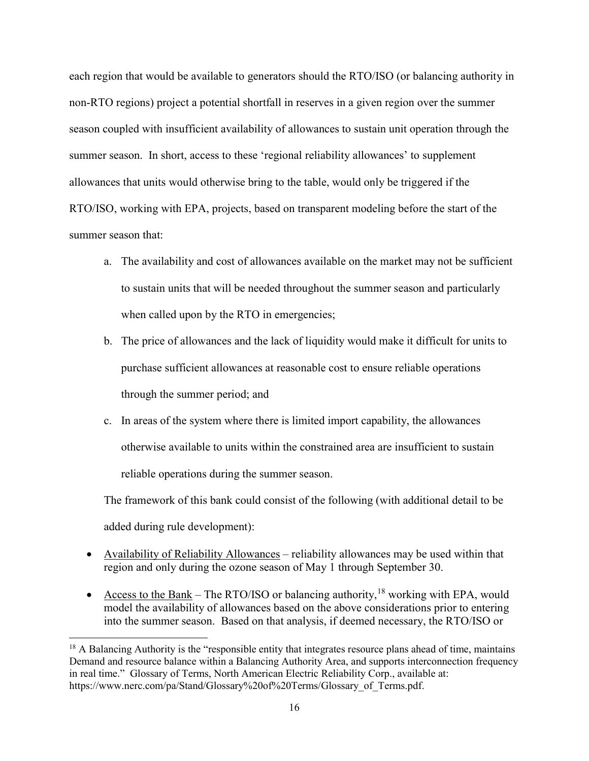each region that would be available to generators should the RTO/ISO (or balancing authority in non-RTO regions) project a potential shortfall in reserves in a given region over the summer season coupled with insufficient availability of allowances to sustain unit operation through the summer season. In short, access to these 'regional reliability allowances' to supplement allowances that units would otherwise bring to the table, would only be triggered if the RTO/ISO, working with EPA, projects, based on transparent modeling before the start of the summer season that:

a. The availability and cost of allowances available on the market may not be sufficient to sustain units that will be needed throughout the summer season and particularly when called upon by the RTO in emergencies;

b. The price of allowances and the lack of liquidity would make it difficult for units to purchase sufficient allowances at reasonable cost to ensure reliable operations through the summer period; and

c. In areas of the system where there is limited import capability, the allowances otherwise available to units within the constrained area are insufficient to sustain reliable operations during the summer season.

The framework of this bank could consist of the following (with additional detail to be added during rule development):

- Availability of Reliability Allowances – reliability allowances may be used within that region and only during the ozone season of May 1 through September 30.
- Access to the Bank – The RTO/ISO or balancing authority,[18] working with EPA, would model the availability of allowances based on the above considerations prior to entering into the summer season. Based on that analysis, if deemed necessary, the RTO/ISO or

[18] A Balancing Authority is the "responsible entity that integrates resource plans ahead of time, maintains Demand and resource balance within a Balancing Authority Area, and supports interconnection frequency in real time." Glossary of Terms, North American Electric Reliability Corp., available at: https://www.nerc.com/pa/Stand/Glossary%20of%20Terms/Glossary_of_Terms.pdf.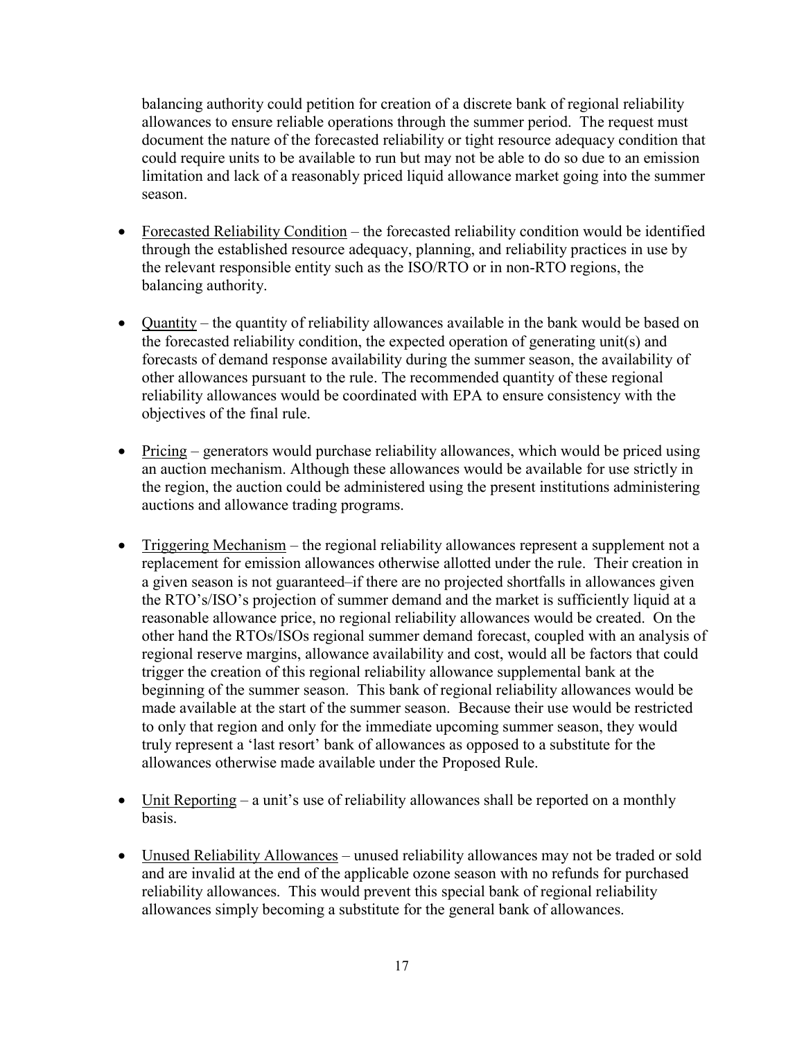balancing authority could petition for creation of a discrete bank of regional reliability allowances to ensure reliable operations through the summer period. The request must document the nature of the forecasted reliability or tight resource adequacy condition that could require units to be available to run but may not be able to do so due to an emission limitation and lack of a reasonably priced liquid allowance market going into the summer season.

- <u>Forecasted Reliability Condition</u> – the forecasted reliability condition would be identified through the established resource adequacy, planning, and reliability practices in use by the relevant responsible entity such as the ISO/RTO or in non-RTO regions, the balancing authority.

- <u>Quantity</u> – the quantity of reliability allowances available in the bank would be based on the forecasted reliability condition, the expected operation of generating unit(s) and forecasts of demand response availability during the summer season, the availability of other allowances pursuant to the rule. The recommended quantity of these regional reliability allowances would be coordinated with EPA to ensure consistency with the objectives of the final rule.

- <u>Pricing</u> – generators would purchase reliability allowances, which would be priced using an auction mechanism. Although these allowances would be available for use strictly in the region, the auction could be administered using the present institutions administering auctions and allowance trading programs.

- <u>Triggering Mechanism</u> – the regional reliability allowances represent a supplement not a replacement for emission allowances otherwise allotted under the rule. Their creation in a given season is not guaranteed–if there are no projected shortfalls in allowances given the RTO's/ISO's projection of summer demand and the market is sufficiently liquid at a reasonable allowance price, no regional reliability allowances would be created. On the other hand the RTOs/ISOs regional summer demand forecast, coupled with an analysis of regional reserve margins, allowance availability and cost, would all be factors that could trigger the creation of this regional reliability allowance supplemental bank at the beginning of the summer season. This bank of regional reliability allowances would be made available at the start of the summer season. Because their use would be restricted to only that region and only for the immediate upcoming summer season, they would truly represent a 'last resort' bank of allowances as opposed to a substitute for the allowances otherwise made available under the Proposed Rule.

- <u>Unit Reporting</u> – a unit's use of reliability allowances shall be reported on a monthly basis.

- <u>Unused Reliability Allowances</u> – unused reliability allowances may not be traded or sold and are invalid at the end of the applicable ozone season with no refunds for purchased reliability allowances. This would prevent this special bank of regional reliability allowances simply becoming a substitute for the general bank of allowances.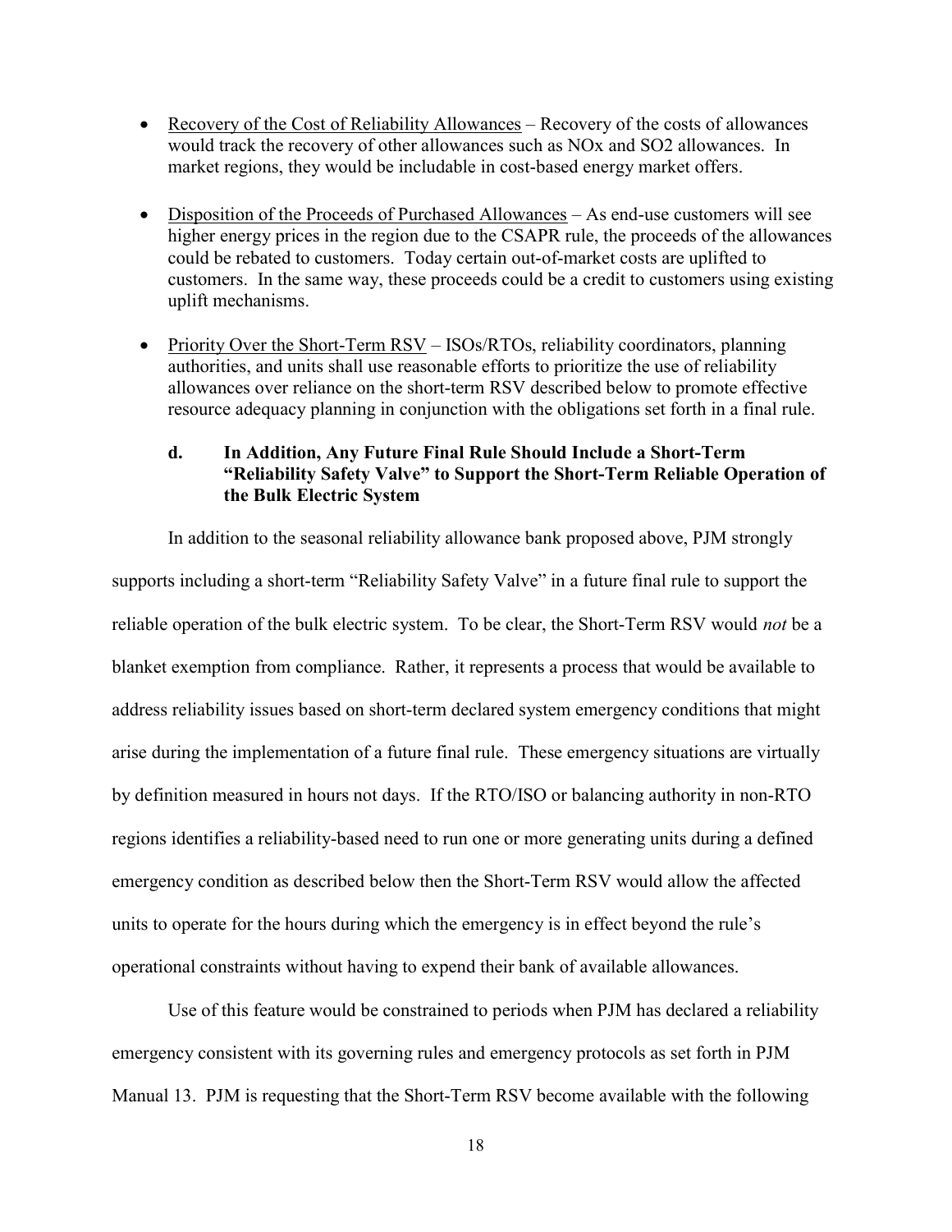- Recovery of the Cost of Reliability Allowances – Recovery of the costs of allowances would track the recovery of other allowances such as NOx and SO2 allowances. In market regions, they would be includable in cost-based energy market offers.
- Disposition of the Proceeds of Purchased Allowances – As end-use customers will see higher energy prices in the region due to the CSAPR rule, the proceeds of the allowances could be rebated to customers. Today certain out-of-market costs are uplifted to customers. In the same way, these proceeds could be a credit to customers using existing uplift mechanisms.
- Priority Over the Short-Term RSV – ISOs/RTOs, reliability coordinators, planning authorities, and units shall use reasonable efforts to prioritize the use of reliability allowances over reliance on the short-term RSV described below to promote effective resource adequacy planning in conjunction with the obligations set forth in a final rule.

### d. In Addition, Any Future Final Rule Should Include a Short-Term "Reliability Safety Valve" to Support the Short-Term Reliable Operation of the Bulk Electric System

In addition to the seasonal reliability allowance bank proposed above, PJM strongly supports including a short-term "Reliability Safety Valve" in a future final rule to support the reliable operation of the bulk electric system. To be clear, the Short-Term RSV would *not* be a blanket exemption from compliance. Rather, it represents a process that would be available to address reliability issues based on short-term declared system emergency conditions that might arise during the implementation of a future final rule. These emergency situations are virtually by definition measured in hours not days. If the RTO/ISO or balancing authority in non-RTO regions identifies a reliability-based need to run one or more generating units during a defined emergency condition as described below then the Short-Term RSV would allow the affected units to operate for the hours during which the emergency is in effect beyond the rule's operational constraints without having to expend their bank of available allowances.

Use of this feature would be constrained to periods when PJM has declared a reliability emergency consistent with its governing rules and emergency protocols as set forth in PJM Manual 13. PJM is requesting that the Short-Term RSV become available with the following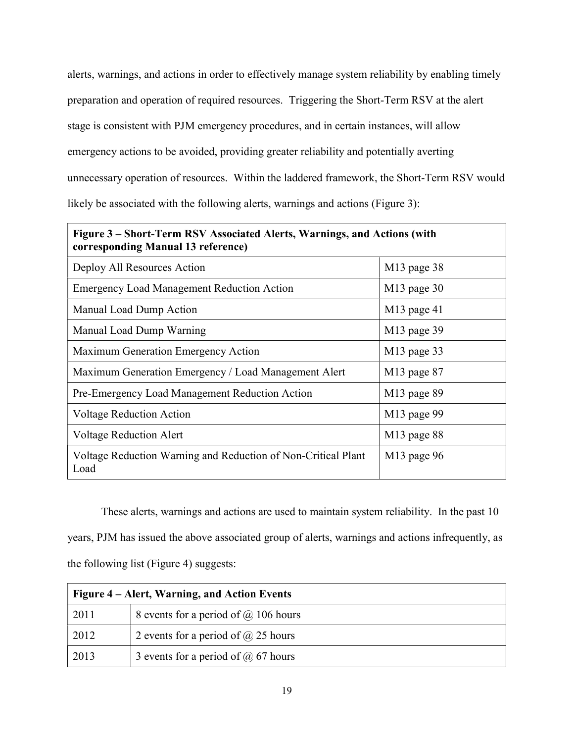alerts, warnings, and actions in order to effectively manage system reliability by enabling timely preparation and operation of required resources. Triggering the Short-Term RSV at the alert stage is consistent with PJM emergency procedures, and in certain instances, will allow emergency actions to be avoided, providing greater reliability and potentially averting unnecessary operation of resources. Within the laddered framework, the Short-Term RSV would likely be associated with the following alerts, warnings and actions (Figure 3):

| **Figure 3 – Short-Term RSV Associated Alerts, Warnings, and Actions (with corresponding Manual 13 reference)** | |
|---|---|
| Deploy All Resources Action | M13 page 38 |
| Emergency Load Management Reduction Action | M13 page 30 |
| Manual Load Dump Action | M13 page 41 |
| Manual Load Dump Warning | M13 page 39 |
| Maximum Generation Emergency Action | M13 page 33 |
| Maximum Generation Emergency / Load Management Alert | M13 page 87 |
| Pre-Emergency Load Management Reduction Action | M13 page 89 |
| Voltage Reduction Action | M13 page 99 |
| Voltage Reduction Alert | M13 page 88 |
| Voltage Reduction Warning and Reduction of Non-Critical Plant Load | M13 page 96 |

These alerts, warnings and actions are used to maintain system reliability. In the past 10 years, PJM has issued the above associated group of alerts, warnings and actions infrequently, as the following list (Figure 4) suggests:

| **Figure 4 – Alert, Warning, and Action Events** | |
|---|---|
| 2011 | 8 events for a period of @ 106 hours |
| 2012 | 2 events for a period of @ 25 hours |
| 2013 | 3 events for a period of @ 67 hours |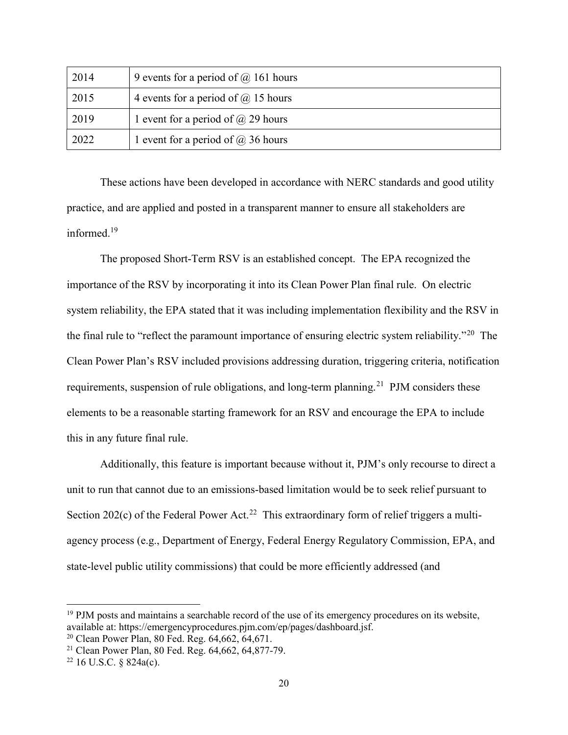| 2014 | 9 events for a period of @ 161 hours |
|---|---|
| 2015 | 4 events for a period of @ 15 hours |
| 2019 | 1 event for a period of @ 29 hours |
| 2022 | 1 event for a period of @ 36 hours |

These actions have been developed in accordance with NERC standards and good utility practice, and are applied and posted in a transparent manner to ensure all stakeholders are informed.[19]

The proposed Short-Term RSV is an established concept. The EPA recognized the importance of the RSV by incorporating it into its Clean Power Plan final rule. On electric system reliability, the EPA stated that it was including implementation flexibility and the RSV in the final rule to "reflect the paramount importance of ensuring electric system reliability."[20] The Clean Power Plan's RSV included provisions addressing duration, triggering criteria, notification requirements, suspension of rule obligations, and long-term planning.[21] PJM considers these elements to be a reasonable starting framework for an RSV and encourage the EPA to include this in any future final rule.

Additionally, this feature is important because without it, PJM's only recourse to direct a unit to run that cannot due to an emissions-based limitation would be to seek relief pursuant to Section 202(c) of the Federal Power Act.[22] This extraordinary form of relief triggers a multi-agency process (e.g., Department of Energy, Federal Energy Regulatory Commission, EPA, and state-level public utility commissions) that could be more efficiently addressed (and

---

[19] PJM posts and maintains a searchable record of the use of its emergency procedures on its website, available at: https://emergencyprocedures.pjm.com/ep/pages/dashboard.jsf.

[20] Clean Power Plan, 80 Fed. Reg. 64,662, 64,671.

[21] Clean Power Plan, 80 Fed. Reg. 64,662, 64,877-79.

[22] 16 U.S.C. § 824a(c).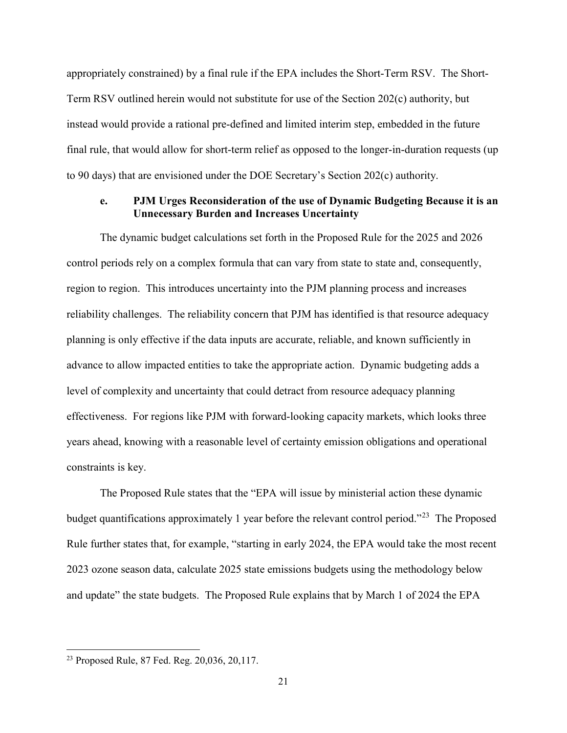appropriately constrained) by a final rule if the EPA includes the Short-Term RSV. The Short-Term RSV outlined herein would not substitute for use of the Section 202(c) authority, but instead would provide a rational pre-defined and limited interim step, embedded in the future final rule, that would allow for short-term relief as opposed to the longer-in-duration requests (up to 90 days) that are envisioned under the DOE Secretary's Section 202(c) authority.

### e. PJM Urges Reconsideration of the use of Dynamic Budgeting Because it is an Unnecessary Burden and Increases Uncertainty

The dynamic budget calculations set forth in the Proposed Rule for the 2025 and 2026 control periods rely on a complex formula that can vary from state to state and, consequently, region to region. This introduces uncertainty into the PJM planning process and increases reliability challenges. The reliability concern that PJM has identified is that resource adequacy planning is only effective if the data inputs are accurate, reliable, and known sufficiently in advance to allow impacted entities to take the appropriate action. Dynamic budgeting adds a level of complexity and uncertainty that could detract from resource adequacy planning effectiveness. For regions like PJM with forward-looking capacity markets, which looks three years ahead, knowing with a reasonable level of certainty emission obligations and operational constraints is key.

The Proposed Rule states that the "EPA will issue by ministerial action these dynamic budget quantifications approximately 1 year before the relevant control period."[23] The Proposed Rule further states that, for example, "starting in early 2024, the EPA would take the most recent 2023 ozone season data, calculate 2025 state emissions budgets using the methodology below and update" the state budgets. The Proposed Rule explains that by March 1 of 2024 the EPA

---

[23] Proposed Rule, 87 Fed. Reg. 20,036, 20,117.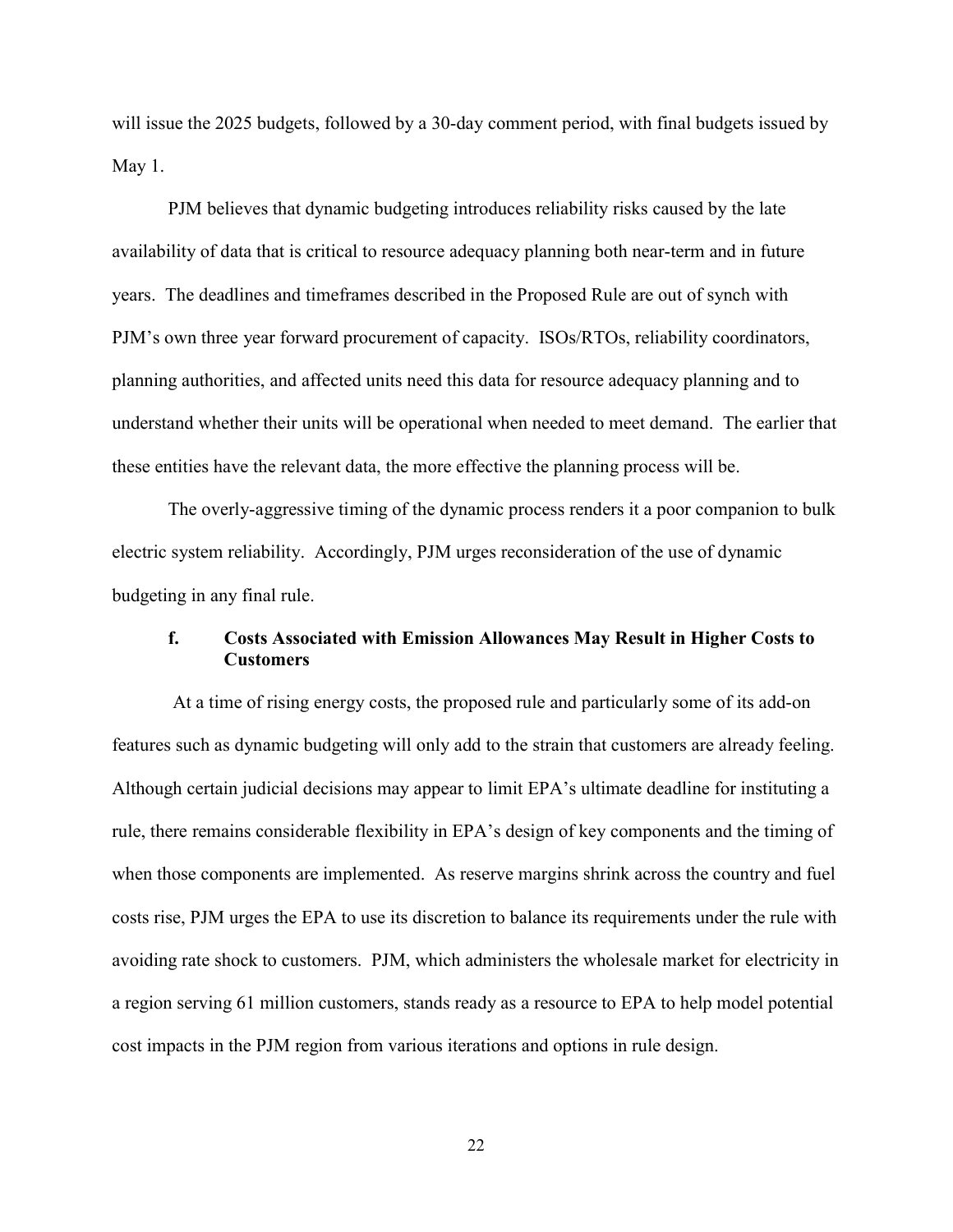will issue the 2025 budgets, followed by a 30-day comment period, with final budgets issued by May 1.

PJM believes that dynamic budgeting introduces reliability risks caused by the late availability of data that is critical to resource adequacy planning both near-term and in future years. The deadlines and timeframes described in the Proposed Rule are out of synch with PJM's own three year forward procurement of capacity. ISOs/RTOs, reliability coordinators, planning authorities, and affected units need this data for resource adequacy planning and to understand whether their units will be operational when needed to meet demand. The earlier that these entities have the relevant data, the more effective the planning process will be.

The overly-aggressive timing of the dynamic process renders it a poor companion to bulk electric system reliability. Accordingly, PJM urges reconsideration of the use of dynamic budgeting in any final rule.

#### f. Costs Associated with Emission Allowances May Result in Higher Costs to Customers

At a time of rising energy costs, the proposed rule and particularly some of its add-on features such as dynamic budgeting will only add to the strain that customers are already feeling. Although certain judicial decisions may appear to limit EPA's ultimate deadline for instituting a rule, there remains considerable flexibility in EPA's design of key components and the timing of when those components are implemented. As reserve margins shrink across the country and fuel costs rise, PJM urges the EPA to use its discretion to balance its requirements under the rule with avoiding rate shock to customers. PJM, which administers the wholesale market for electricity in a region serving 61 million customers, stands ready as a resource to EPA to help model potential cost impacts in the PJM region from various iterations and options in rule design.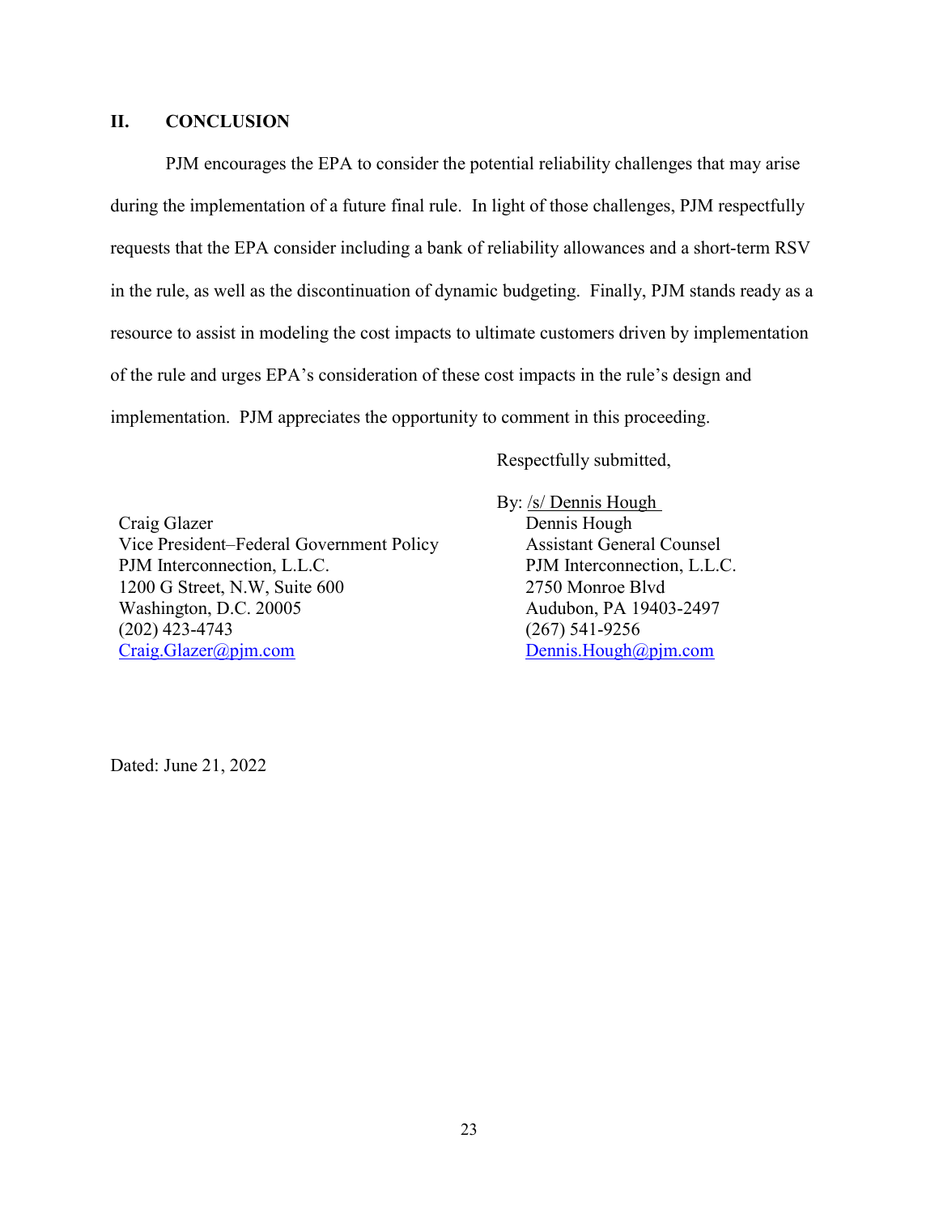## II. CONCLUSION

PJM encourages the EPA to consider the potential reliability challenges that may arise during the implementation of a future final rule. In light of those challenges, PJM respectfully requests that the EPA consider including a bank of reliability allowances and a short-term RSV in the rule, as well as the discontinuation of dynamic budgeting. Finally, PJM stands ready as a resource to assist in modeling the cost impacts to ultimate customers driven by implementation of the rule and urges EPA's consideration of these cost impacts in the rule's design and implementation. PJM appreciates the opportunity to comment in this proceeding.

Respectfully submitted,

By: /s/ Dennis Hough
Dennis Hough
Assistant General Counsel
PJM Interconnection, L.L.C.
2750 Monroe Blvd
Audubon, PA 19403-2497
(267) 541-9256
Dennis.Hough@pjm.com

Craig Glazer
Vice President–Federal Government Policy
PJM Interconnection, L.L.C.
1200 G Street, N.W, Suite 600
Washington, D.C. 20005
(202) 423-4743
Craig.Glazer@pjm.com

Dated: June 21, 2022